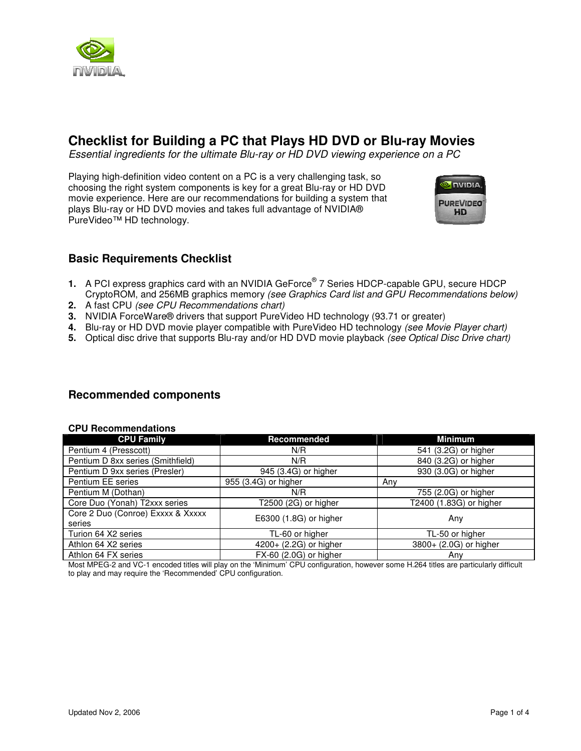# Checklist for Building a PC that Plays HD DVD or Blu-ray Movies

*Essential ingredients for the ultimate Blu-ray or HD DVD viewing experience on a PC*

Playing high-definition video content on a PC is a very challenging task, so choosing the right system components is key for a great Blu-ray or HD DVD movie experience. Here are our recommendations for building a system that plays Blu-ray or HD DVD movies and takes full advantage of NVIDIA® PureVideo™ HD technology.

## Basic Requirements Checklist

1. A PCI express graphics card with an NVIDIA GeForce® 7 Series HDCP-capable GPU, secure HDCP CryptoROM, and 256MB graphics memory *(see Graphics Card list and GPU Recommendations below)*
2. A fast CPU *(see CPU Recommendations chart)*
3. NVIDIA ForceWare® drivers that support PureVideo HD technology (93.71 or greater)
4. Blu-ray or HD DVD movie player compatible with PureVideo HD technology *(see Movie Player chart)*
5. Optical disc drive that supports Blu-ray and/or HD DVD movie playback *(see Optical Disc Drive chart)*

## Recommended components

**CPU Recommendations**

| CPU Family | Recommended | Minimum |
|---|---|---|
| Pentium 4 (Presscott) | N/R | 541 (3.2G) or higher |
| Pentium D 8xx series (Smithfield) | N/R | 840 (3.2G) or higher |
| Pentium D 9xx series (Presler) | 945 (3.4G) or higher | 930 (3.0G) or higher |
| Pentium EE series | 955 (3.4G) or higher | Any |
| Pentium M (Dothan) | N/R | 755 (2.0G) or higher |
| Core Duo (Yonah) T2xxx series | T2500 (2G) or higher | T2400 (1.83G) or higher |
| Core 2 Duo (Conroe) Exxxx & Xxxxx series | E6300 (1.8G) or higher | Any |
| Turion 64 X2 series | TL-60 or higher | TL-50 or higher |
| Athlon 64 X2 series | 4200+ (2.2G) or higher | 3800+ (2.0G) or higher |
| Athlon 64 FX series | FX-60 (2.0G) or higher | Any |

Most MPEG-2 and VC-1 encoded titles will play on the 'Minimum' CPU configuration, however some H.264 titles are particularly difficult to play and may require the 'Recommended' CPU configuration.

Updated Nov 2, 2006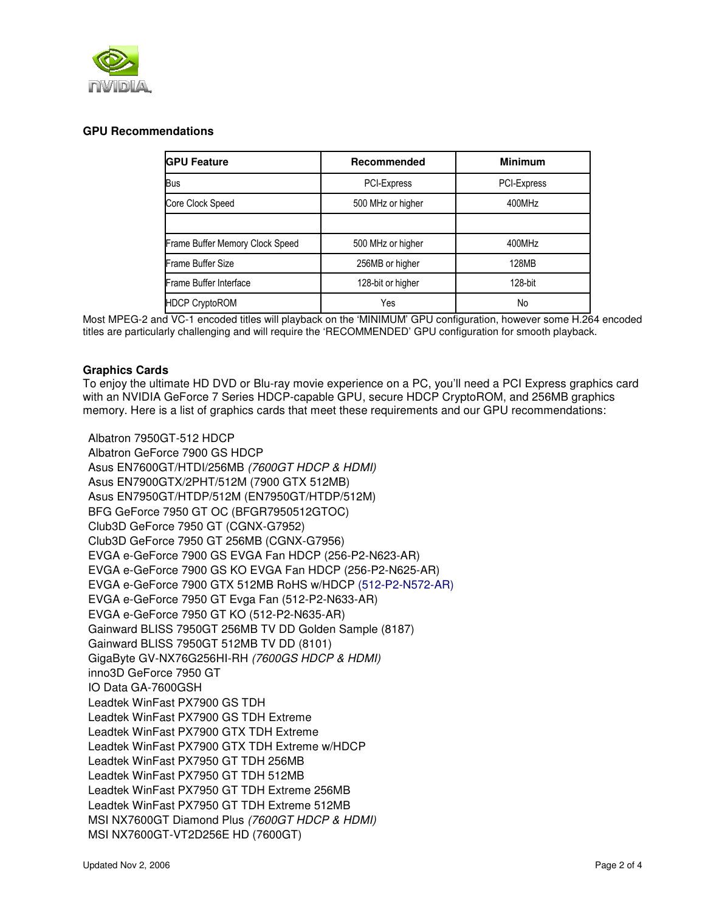**GPU Recommendations**

| GPU Feature | Recommended | Minimum |
| --- | --- | --- |
| Bus | PCI-Express | PCI-Express |
| Core Clock Speed | 500 MHz or higher | 400MHz |
| | | |
| Frame Buffer Memory Clock Speed | 500 MHz or higher | 400MHz |
| Frame Buffer Size | 256MB or higher | 128MB |
| Frame Buffer Interface | 128-bit or higher | 128-bit |
| HDCP CryptoROM | Yes | No |

Most MPEG-2 and VC-1 encoded titles will playback on the 'MINIMUM' GPU configuration, however some H.264 encoded titles are particularly challenging and will require the 'RECOMMENDED' GPU configuration for smooth playback.

**Graphics Cards**

To enjoy the ultimate HD DVD or Blu-ray movie experience on a PC, you'll need a PCI Express graphics card with an NVIDIA GeForce 7 Series HDCP-capable GPU, secure HDCP CryptoROM, and 256MB graphics memory. Here is a list of graphics cards that meet these requirements and our GPU recommendations:

Albatron 7950GT-512 HDCP
Albatron GeForce 7900 GS HDCP
Asus EN7600GT/HTDI/256MB *(7600GT HDCP & HDMI)*
Asus EN7900GTX/2PHT/512M (7900 GTX 512MB)
Asus EN7950GT/HTDP/512M (EN7950GT/HTDP/512M)
BFG GeForce 7950 GT OC (BFGR7950512GTOC)
Club3D GeForce 7950 GT (CGNX-G7952)
Club3D GeForce 7950 GT 256MB (CGNX-G7956)
EVGA e-GeForce 7900 GS EVGA Fan HDCP (256-P2-N623-AR)
EVGA e-GeForce 7900 GS KO EVGA Fan HDCP (256-P2-N625-AR)
EVGA e-GeForce 7900 GTX 512MB RoHS w/HDCP (512-P2-N572-AR)
EVGA e-GeForce 7950 GT Evga Fan (512-P2-N633-AR)
EVGA e-GeForce 7950 GT KO (512-P2-N635-AR)
Gainward BLISS 7950GT 256MB TV DD Golden Sample (8187)
Gainward BLISS 7950GT 512MB TV DD (8101)
GigaByte GV-NX76G256HI-RH *(7600GS HDCP & HDMI)*
inno3D GeForce 7950 GT
IO Data GA-7600GSH
Leadtek WinFast PX7900 GS TDH
Leadtek WinFast PX7900 GS TDH Extreme
Leadtek WinFast PX7900 GTX TDH Extreme
Leadtek WinFast PX7900 GTX TDH Extreme w/HDCP
Leadtek WinFast PX7950 GT TDH 256MB
Leadtek WinFast PX7950 GT TDH 512MB
Leadtek WinFast PX7950 GT TDH Extreme 256MB
Leadtek WinFast PX7950 GT TDH Extreme 512MB
MSI NX7600GT Diamond Plus *(7600GT HDCP & HDMI)*
MSI NX7600GT-VT2D256E HD (7600GT)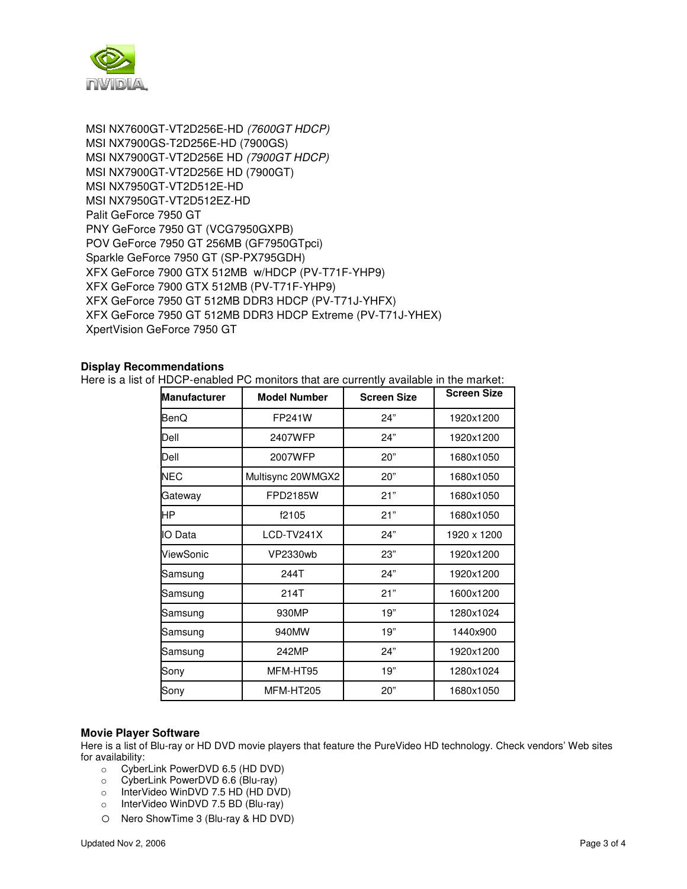MSI NX7600GT-VT2D256E-HD *(7600GT HDCP)*
MSI NX7900GS-T2D256E-HD (7900GS)
MSI NX7900GT-VT2D256E HD *(7900GT HDCP)*
MSI NX7900GT-VT2D256E HD (7900GT)
MSI NX7950GT-VT2D512E-HD
MSI NX7950GT-VT2D512EZ-HD
Palit GeForce 7950 GT
PNY GeForce 7950 GT (VCG7950GXPB)
POV GeForce 7950 GT 256MB (GF7950GTpci)
Sparkle GeForce 7950 GT (SP-PX795GDH)
XFX GeForce 7900 GTX 512MB w/HDCP (PV-T71F-YHP9)
XFX GeForce 7900 GTX 512MB (PV-T71F-YHP9)
XFX GeForce 7950 GT 512MB DDR3 HDCP (PV-T71J-YHFX)
XFX GeForce 7950 GT 512MB DDR3 HDCP Extreme (PV-T71J-YHEX)
XpertVision GeForce 7950 GT

**Display Recommendations**
Here is a list of HDCP-enabled PC monitors that are currently available in the market:

| Manufacturer | Model Number | Screen Size | Screen Size |
|---|---|---|---|
| BenQ | FP241W | 24" | 1920x1200 |
| Dell | 2407WFP | 24" | 1920x1200 |
| Dell | 2007WFP | 20" | 1680x1050 |
| NEC | Multisync 20WMGX2 | 20" | 1680x1050 |
| Gateway | FPD2185W | 21" | 1680x1050 |
| HP | f2105 | 21" | 1680x1050 |
| IO Data | LCD-TV241X | 24" | 1920 x 1200 |
| ViewSonic | VP2330wb | 23" | 1920x1200 |
| Samsung | 244T | 24" | 1920x1200 |
| Samsung | 214T | 21" | 1600x1200 |
| Samsung | 930MP | 19" | 1280x1024 |
| Samsung | 940MW | 19" | 1440x900 |
| Samsung | 242MP | 24" | 1920x1200 |
| Sony | MFM-HT95 | 19" | 1280x1024 |
| Sony | MFM-HT205 | 20" | 1680x1050 |

**Movie Player Software**
Here is a list of Blu-ray or HD DVD movie players that feature the PureVideo HD technology. Check vendors' Web sites for availability:

- CyberLink PowerDVD 6.5 (HD DVD)
- CyberLink PowerDVD 6.6 (Blu-ray)
- InterVideo WinDVD 7.5 HD (HD DVD)
- InterVideo WinDVD 7.5 BD (Blu-ray)
- Nero ShowTime 3 (Blu-ray & HD DVD)

Updated Nov 2, 2006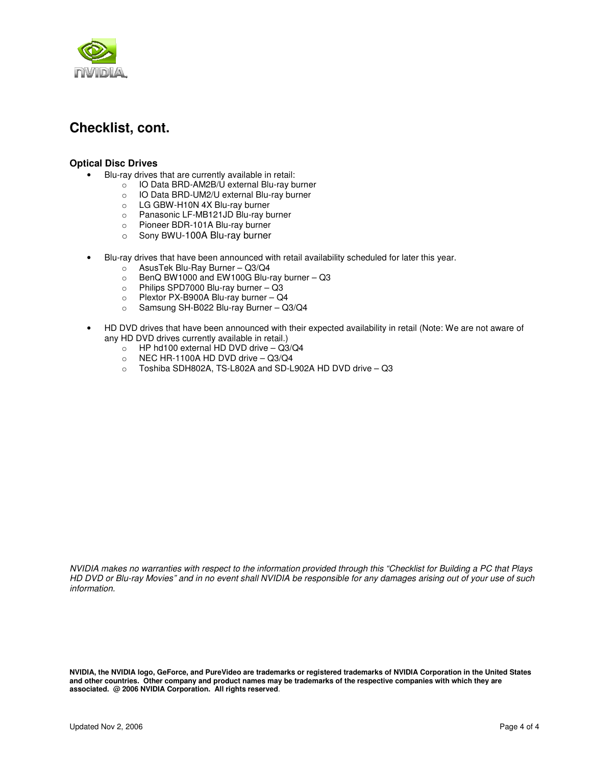## Checklist, cont.

### Optical Disc Drives

- Blu-ray drives that are currently available in retail:
  - IO Data BRD-AM2B/U external Blu-ray burner
  - IO Data BRD-UM2/U external Blu-ray burner
  - LG GBW-H10N 4X Blu-ray burner
  - Panasonic LF-MB121JD Blu-ray burner
  - Pioneer BDR-101A Blu-ray burner
  - Sony BWU-100A Blu-ray burner

- Blu-ray drives that have been announced with retail availability scheduled for later this year.
  - AsusTek Blu-Ray Burner – Q3/Q4
  - BenQ BW1000 and EW100G Blu-ray burner – Q3
  - Philips SPD7000 Blu-ray burner – Q3
  - Plextor PX-B900A Blu-ray burner – Q4
  - Samsung SH-B022 Blu-ray Burner – Q3/Q4

- HD DVD drives that have been announced with their expected availability in retail (Note: We are not aware of any HD DVD drives currently available in retail.)
  - HP hd100 external HD DVD drive – Q3/Q4
  - NEC HR-1100A HD DVD drive – Q3/Q4
  - Toshiba SDH802A, TS-L802A and SD-L902A HD DVD drive – Q3

*NVIDIA makes no warranties with respect to the information provided through this "Checklist for Building a PC that Plays HD DVD or Blu-ray Movies" and in no event shall NVIDIA be responsible for any damages arising out of your use of such information.*

**NVIDIA, the NVIDIA logo, GeForce, and PureVideo are trademarks or registered trademarks of NVIDIA Corporation in the United States and other countries. Other company and product names may be trademarks of the respective companies with which they are associated. @ 2006 NVIDIA Corporation. All rights reserved**.

Updated Nov 2, 2006